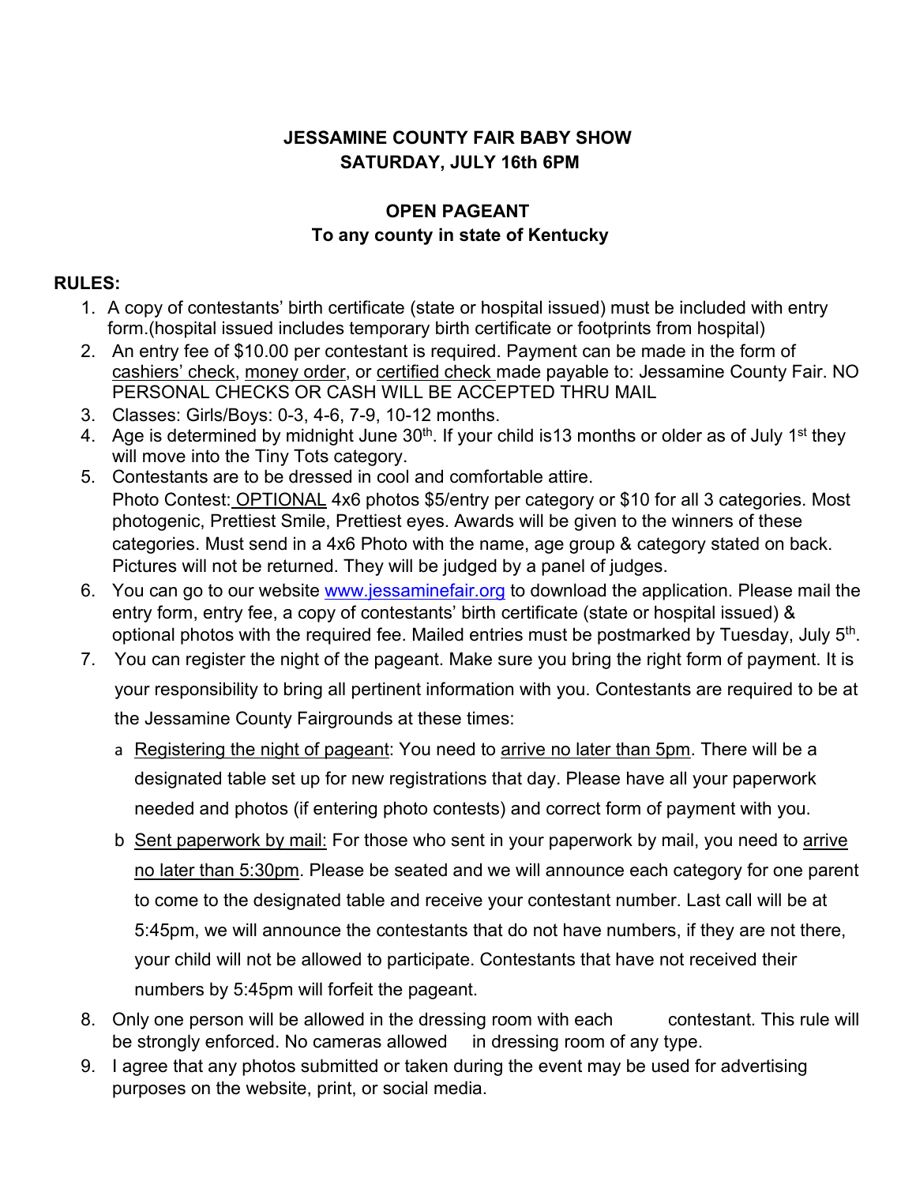# JESSAMINE COUNTY FAIR BABY SHOW
## SATURDAY, JULY 16th 6PM

## OPEN PAGEANT
### To any county in state of Kentucky

**RULES:**

1. A copy of contestants' birth certificate (state or hospital issued) must be included with entry form.(hospital issued includes temporary birth certificate or footprints from hospital)
2. An entry fee of $10.00 per contestant is required. Payment can be made in the form of cashiers' check, money order, or certified check made payable to: Jessamine County Fair. NO PERSONAL CHECKS OR CASH WILL BE ACCEPTED THRU MAIL
3. Classes: Girls/Boys: 0-3, 4-6, 7-9, 10-12 months.
4. Age is determined by midnight June 30th. If your child is13 months or older as of July 1st they will move into the Tiny Tots category.
5. Contestants are to be dressed in cool and comfortable attire.
   Photo Contest: OPTIONAL 4x6 photos $5/entry per category or $10 for all 3 categories. Most photogenic, Prettiest Smile, Prettiest eyes. Awards will be given to the winners of these categories. Must send in a 4x6 Photo with the name, age group & category stated on back. Pictures will not be returned. They will be judged by a panel of judges.
6. You can go to our website www.jessaminefair.org to download the application. Please mail the entry form, entry fee, a copy of contestants' birth certificate (state or hospital issued) & optional photos with the required fee. Mailed entries must be postmarked by Tuesday, July 5th.
7. You can register the night of the pageant. Make sure you bring the right form of payment. It is your responsibility to bring all pertinent information with you. Contestants are required to be at the Jessamine County Fairgrounds at these times:
   a. Registering the night of pageant: You need to arrive no later than 5pm. There will be a designated table set up for new registrations that day. Please have all your paperwork needed and photos (if entering photo contests) and correct form of payment with you.
   b. Sent paperwork by mail: For those who sent in your paperwork by mail, you need to arrive no later than 5:30pm. Please be seated and we will announce each category for one parent to come to the designated table and receive your contestant number. Last call will be at 5:45pm, we will announce the contestants that do not have numbers, if they are not there, your child will not be allowed to participate. Contestants that have not received their numbers by 5:45pm will forfeit the pageant.
8. Only one person will be allowed in the dressing room with each contestant. This rule will be strongly enforced. No cameras allowed in dressing room of any type.
9. I agree that any photos submitted or taken during the event may be used for advertising purposes on the website, print, or social media.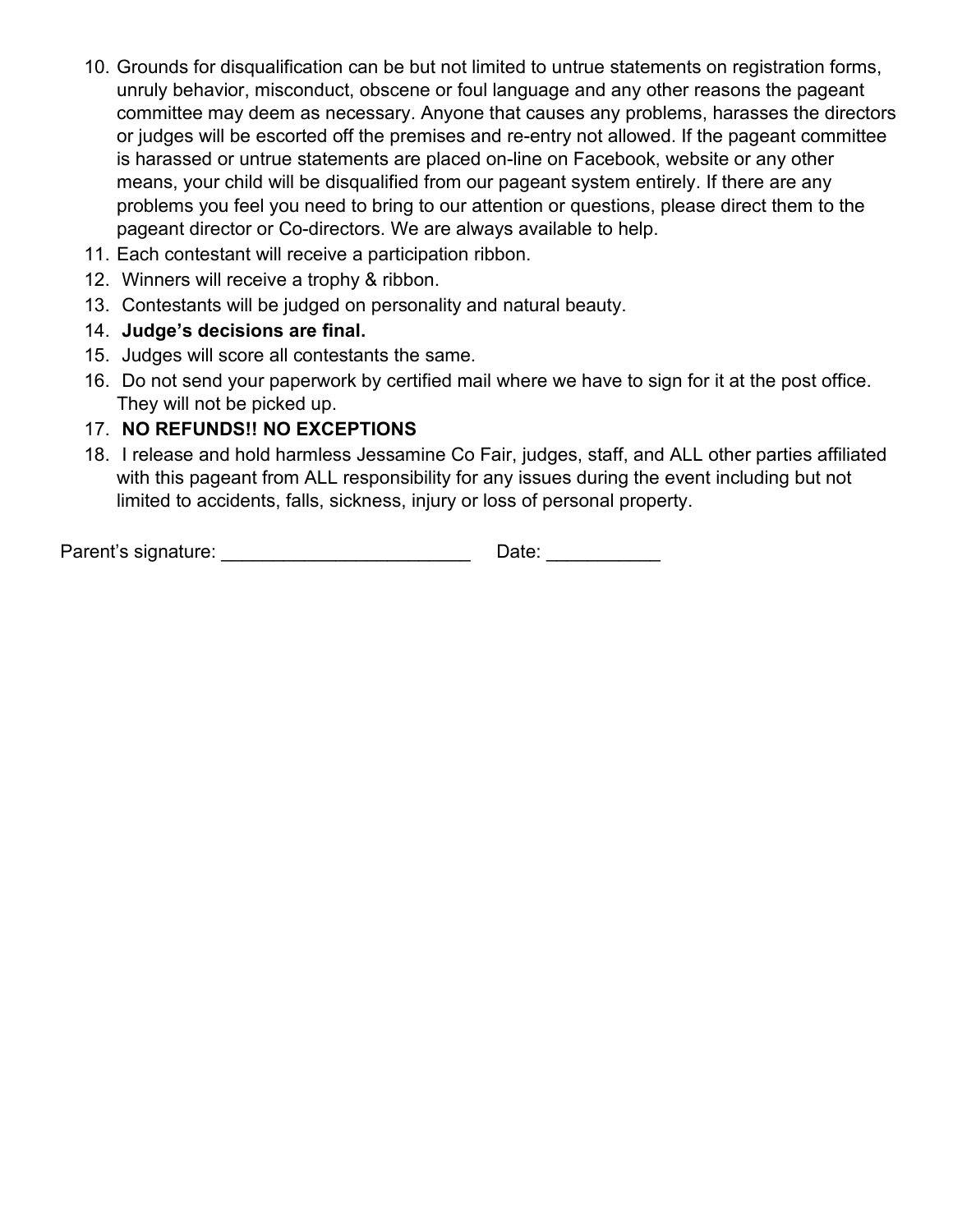10. Grounds for disqualification can be but not limited to untrue statements on registration forms, unruly behavior, misconduct, obscene or foul language and any other reasons the pageant committee may deem as necessary. Anyone that causes any problems, harasses the directors or judges will be escorted off the premises and re-entry not allowed. If the pageant committee is harassed or untrue statements are placed on-line on Facebook, website or any other means, your child will be disqualified from our pageant system entirely. If there are any problems you feel you need to bring to our attention or questions, please direct them to the pageant director or Co-directors. We are always available to help.
11. Each contestant will receive a participation ribbon.
12. Winners will receive a trophy & ribbon.
13. Contestants will be judged on personality and natural beauty.
14. **Judge's decisions are final.**
15. Judges will score all contestants the same.
16. Do not send your paperwork by certified mail where we have to sign for it at the post office. They will not be picked up.
17. **NO REFUNDS!! NO EXCEPTIONS**
18. I release and hold harmless Jessamine Co Fair, judges, staff, and ALL other parties affiliated with this pageant from ALL responsibility for any issues during the event including but not limited to accidents, falls, sickness, injury or loss of personal property.

Parent's signature: ________________________ Date: ___________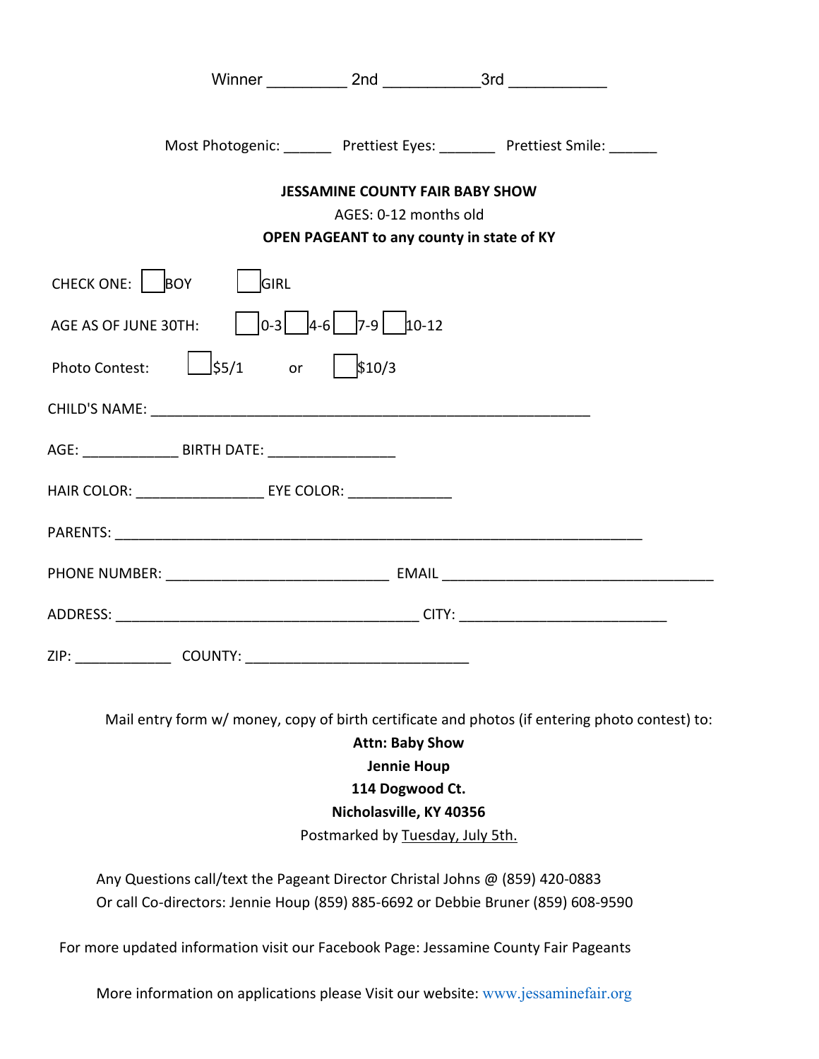Winner __________ 2nd ____________ 3rd ____________

Most Photogenic: ______ Prettiest Eyes: _______ Prettiest Smile: ______

**JESSAMINE COUNTY FAIR BABY SHOW**

AGES: 0-12 months old

**OPEN PAGEANT to any county in state of KY**

CHECK ONE: ☐ BOY ☐ GIRL

AGE AS OF JUNE 30TH: ☐ 0-3 ☐ 4-6 ☐ 7-9 ☐ 10-12

Photo Contest: ☐ $5/1 or ☐ $10/3

CHILD'S NAME: ____________________________________________________________

AGE: ____________ BIRTH DATE: ________________

HAIR COLOR: ________________ EYE COLOR: _____________

PARENTS: ____________________________________________________________________

PHONE NUMBER: ___________________________ EMAIL _________________________________

ADDRESS: _____________________________________ CITY: __________________________

ZIP: ____________ COUNTY: ___________________________

Mail entry form w/ money, copy of birth certificate and photos (if entering photo contest) to:

**Attn: Baby Show**
**Jennie Houp**
**114 Dogwood Ct.**
**Nicholasville, KY 40356**

Postmarked by Tuesday, July 5th.

Any Questions call/text the Pageant Director Christal Johns @ (859) 420-0883
Or call Co-directors: Jennie Houp (859) 885-6692 or Debbie Bruner (859) 608-9590

For more updated information visit our Facebook Page: Jessamine County Fair Pageants

More information on applications please Visit our website: www.jessaminefair.org